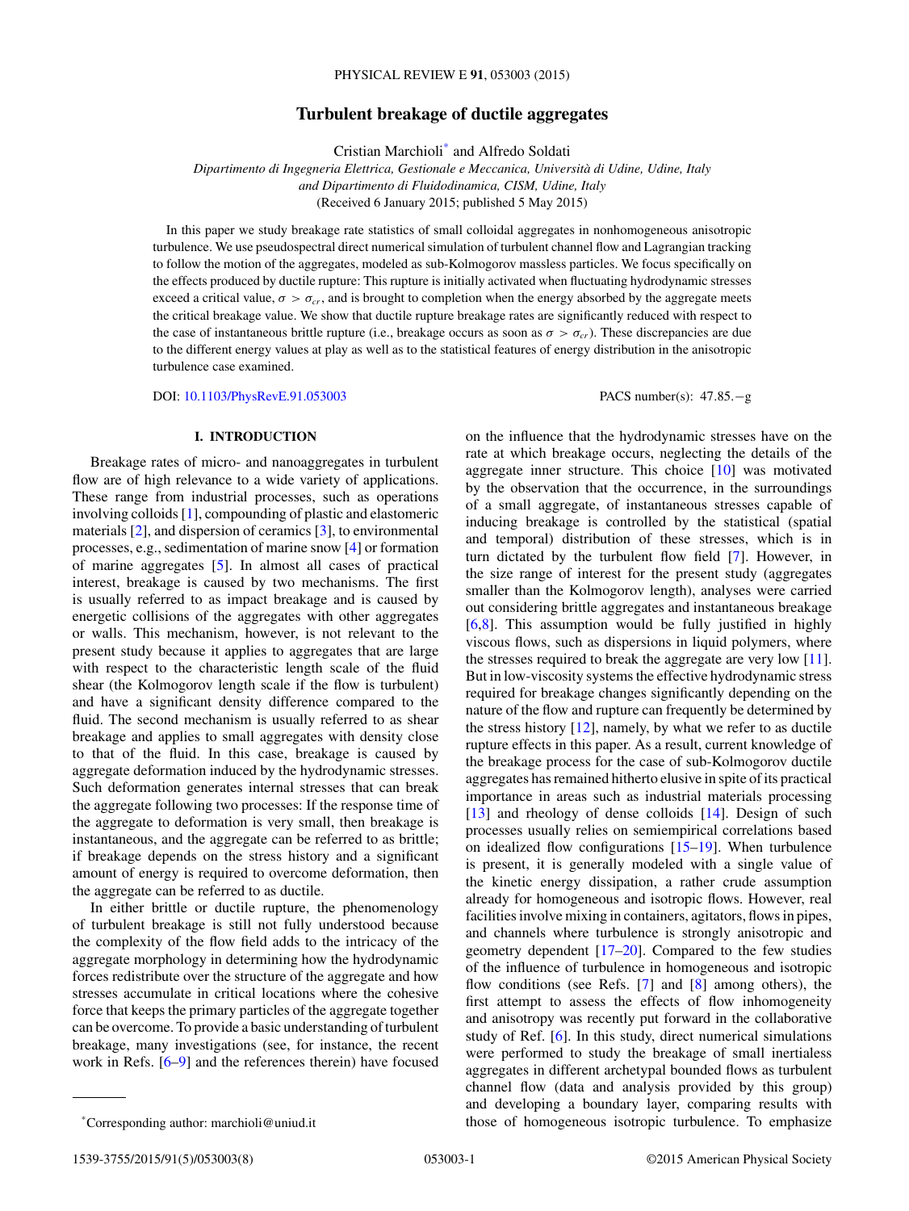# Turbulent breakage of ductile aggregates

Cristian Marchioli[*] and Alfredo Soldati

*Dipartimento di Ingegneria Elettrica, Gestionale e Meccanica, Università di Udine, Udine, Italy*
*and Dipartimento di Fluidodinamica, CISM, Udine, Italy*
(Received 6 January 2015; published 5 May 2015)

In this paper we study breakage rate statistics of small colloidal aggregates in nonhomogeneous anisotropic turbulence. We use pseudospectral direct numerical simulation of turbulent channel flow and Lagrangian tracking to follow the motion of the aggregates, modeled as sub-Kolmogorov massless particles. We focus specifically on the effects produced by ductile rupture: This rupture is initially activated when fluctuating hydrodynamic stresses exceed a critical value, $\sigma > \sigma_{cr}$, and is brought to completion when the energy absorbed by the aggregate meets the critical breakage value. We show that ductile rupture breakage rates are significantly reduced with respect to the case of instantaneous brittle rupture (i.e., breakage occurs as soon as $\sigma > \sigma_{cr}$). These discrepancies are due to the different energy values at play as well as to the statistical features of energy distribution in the anisotropic turbulence case examined.

DOI: 10.1103/PhysRevE.91.053003 PACS number(s): 47.85.−g

## I. INTRODUCTION

Breakage rates of micro- and nanoaggregates in turbulent flow are of high relevance to a wide variety of applications. These range from industrial processes, such as operations involving colloids [1], compounding of plastic and elastomeric materials [2], and dispersion of ceramics [3], to environmental processes, e.g., sedimentation of marine snow [4] or formation of marine aggregates [5]. In almost all cases of practical interest, breakage is caused by two mechanisms. The first is usually referred to as impact breakage and is caused by energetic collisions of the aggregates with other aggregates or walls. This mechanism, however, is not relevant to the present study because it applies to aggregates that are large with respect to the characteristic length scale of the fluid shear (the Kolmogorov length scale if the flow is turbulent) and have a significant density difference compared to the fluid. The second mechanism is usually referred to as shear breakage and applies to small aggregates with density close to that of the fluid. In this case, breakage is caused by aggregate deformation induced by the hydrodynamic stresses. Such deformation generates internal stresses that can break the aggregate following two processes: If the response time of the aggregate to deformation is very small, then breakage is instantaneous, and the aggregate can be referred to as brittle; if breakage depends on the stress history and a significant amount of energy is required to overcome deformation, then the aggregate can be referred to as ductile.

In either brittle or ductile rupture, the phenomenology of turbulent breakage is still not fully understood because the complexity of the flow field adds to the intricacy of the aggregate morphology in determining how the hydrodynamic forces redistribute over the structure of the aggregate and how stresses accumulate in critical locations where the cohesive force that keeps the primary particles of the aggregate together can be overcome. To provide a basic understanding of turbulent breakage, many investigations (see, for instance, the recent work in Refs. [6–9] and the references therein) have focused on the influence that the hydrodynamic stresses have on the rate at which breakage occurs, neglecting the details of the aggregate inner structure. This choice [10] was motivated by the observation that the occurrence, in the surroundings of a small aggregate, of instantaneous stresses capable of inducing breakage is controlled by the statistical (spatial and temporal) distribution of these stresses, which is in turn dictated by the turbulent flow field [7]. However, in the size range of interest for the present study (aggregates smaller than the Kolmogorov length), analyses were carried out considering brittle aggregates and instantaneous breakage [6,8]. This assumption would be fully justified in highly viscous flows, such as dispersions in liquid polymers, where the stresses required to break the aggregate are very low [11]. But in low-viscosity systems the effective hydrodynamic stress required for breakage changes significantly depending on the nature of the flow and rupture can frequently be determined by the stress history [12], namely, by what we refer to as ductile rupture effects in this paper. As a result, current knowledge of the breakage process for the case of sub-Kolmogorov ductile aggregates has remained hitherto elusive in spite of its practical importance in areas such as industrial materials processing [13] and rheology of dense colloids [14]. Design of such processes usually relies on semiempirical correlations based on idealized flow configurations [15–19]. When turbulence is present, it is generally modeled with a single value of the kinetic energy dissipation, a rather crude assumption already for homogeneous and isotropic flows. However, real facilities involve mixing in containers, agitators, flows in pipes, and channels where turbulence is strongly anisotropic and geometry dependent [17–20]. Compared to the few studies of the influence of turbulence in homogeneous and isotropic flow conditions (see Refs. [7] and [8] among others), the first attempt to assess the effects of flow inhomogeneity and anisotropy was recently put forward in the collaborative study of Ref. [6]. In this study, direct numerical simulations were performed to study the breakage of small inertialess aggregates in different archetypal bounded flows as turbulent channel flow (data and analysis provided by this group) and developing a boundary layer, comparing results with those of homogeneous isotropic turbulence. To emphasize

[*] Corresponding author: marchioli@uniud.it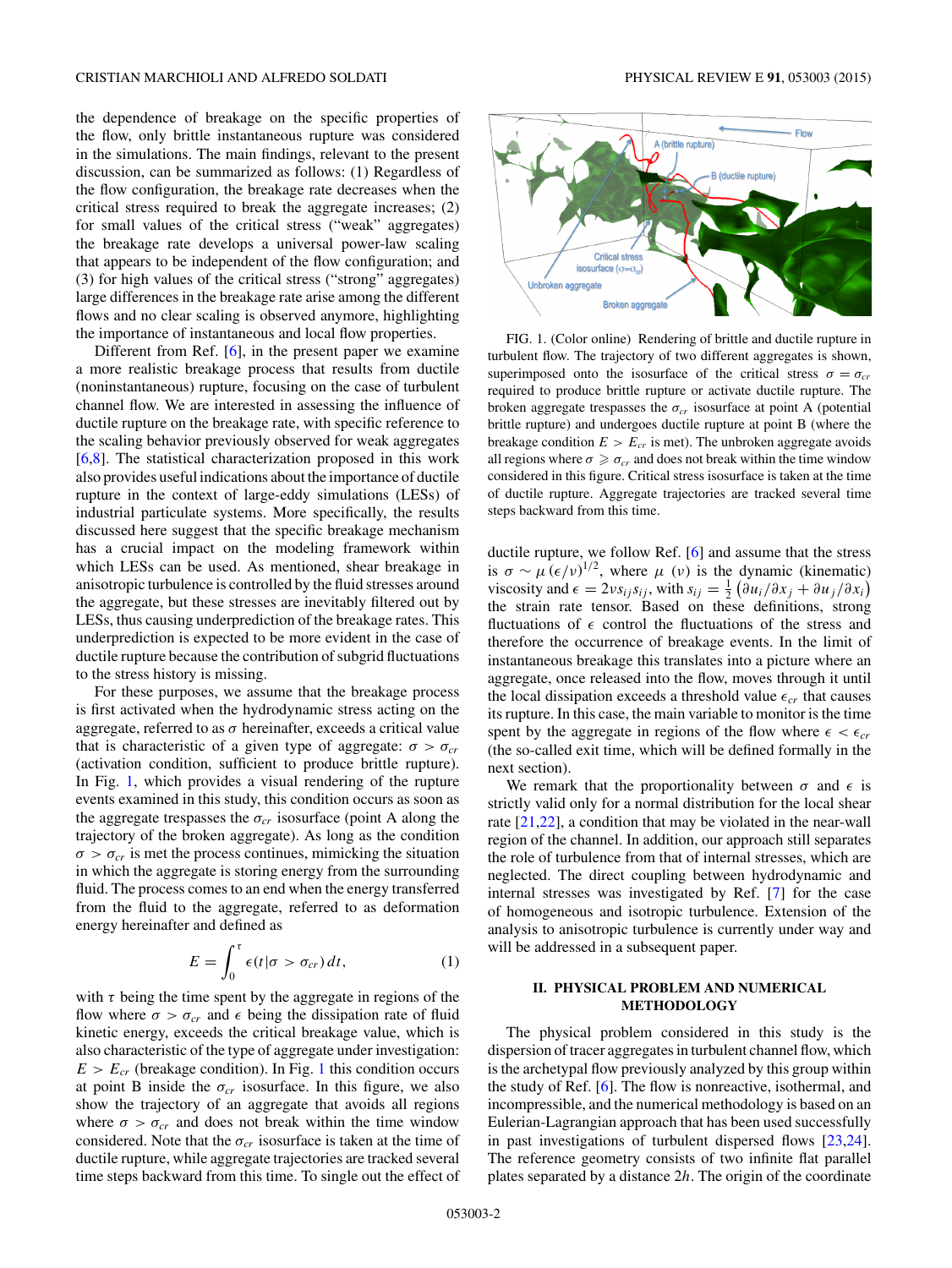the dependence of breakage on the specific properties of the flow, only brittle instantaneous rupture was considered in the simulations. The main findings, relevant to the present discussion, can be summarized as follows: (1) Regardless of the flow configuration, the breakage rate decreases when the critical stress required to break the aggregate increases; (2) for small values of the critical stress ("weak" aggregates) the breakage rate develops a universal power-law scaling that appears to be independent of the flow configuration; and (3) for high values of the critical stress ("strong" aggregates) large differences in the breakage rate arise among the different flows and no clear scaling is observed anymore, highlighting the importance of instantaneous and local flow properties.

Different from Ref. [6], in the present paper we examine a more realistic breakage process that results from ductile (noninstantaneous) rupture, focusing on the case of turbulent channel flow. We are interested in assessing the influence of ductile rupture on the breakage rate, with specific reference to the scaling behavior previously observed for weak aggregates [6,8]. The statistical characterization proposed in this work also provides useful indications about the importance of ductile rupture in the context of large-eddy simulations (LESs) of industrial particulate systems. More specifically, the results discussed here suggest that the specific breakage mechanism has a crucial impact on the modeling framework within which LESs can be used. As mentioned, shear breakage in anisotropic turbulence is controlled by the fluid stresses around the aggregate, but these stresses are inevitably filtered out by LESs, thus causing underprediction of the breakage rates. This underprediction is expected to be more evident in the case of ductile rupture because the contribution of subgrid fluctuations to the stress history is missing.

For these purposes, we assume that the breakage process is first activated when the hydrodynamic stress acting on the aggregate, referred to as $\sigma$ hereinafter, exceeds a critical value that is characteristic of a given type of aggregate: $\sigma > \sigma_{cr}$ (activation condition, sufficient to produce brittle rupture). In Fig. 1, which provides a visual rendering of the rupture events examined in this study, this condition occurs as soon as the aggregate trespasses the $\sigma_{cr}$ isosurface (point A along the trajectory of the broken aggregate). As long as the condition $\sigma > \sigma_{cr}$ is met the process continues, mimicking the situation in which the aggregate is storing energy from the surrounding fluid. The process comes to an end when the energy transferred from the fluid to the aggregate, referred to as deformation energy hereinafter and defined as

$$E = \int_0^\tau \epsilon(t|\sigma > \sigma_{cr})\, dt, \qquad (1)$$

with $\tau$ being the time spent by the aggregate in regions of the flow where $\sigma > \sigma_{cr}$ and $\epsilon$ being the dissipation rate of fluid kinetic energy, exceeds the critical breakage value, which is also characteristic of the type of aggregate under investigation: $E > E_{cr}$ (breakage condition). In Fig. 1 this condition occurs at point B inside the $\sigma_{cr}$ isosurface. In this figure, we also show the trajectory of an aggregate that avoids all regions where $\sigma > \sigma_{cr}$ and does not break within the time window considered. Note that the $\sigma_{cr}$ isosurface is taken at the time of ductile rupture, while aggregate trajectories are tracked several time steps backward from this time. To single out the effect of ductile rupture, we follow Ref. [6] and assume that the stress is $\sigma \sim \mu\,(\epsilon/\nu)^{1/2}$, where $\mu$ ($\nu$) is the dynamic (kinematic) viscosity and $\epsilon = 2\nu s_{ij}s_{ij}$, with $s_{ij} = \frac{1}{2}\left(\partial u_i/\partial x_j + \partial u_j/\partial x_i\right)$ the strain rate tensor. Based on these definitions, strong fluctuations of $\epsilon$ control the fluctuations of the stress and therefore the occurrence of breakage events. In the limit of instantaneous breakage this translates into a picture where an aggregate, once released into the flow, moves through it until the local dissipation exceeds a threshold value $\epsilon_{cr}$ that causes its rupture. In this case, the main variable to monitor is the time spent by the aggregate in regions of the flow where $\epsilon < \epsilon_{cr}$ (the so-called exit time, which will be defined formally in the next section).

FIG. 1. (Color online) Rendering of brittle and ductile rupture in turbulent flow. The trajectory of two different aggregates is shown, superimposed onto the isosurface of the critical stress $\sigma = \sigma_{cr}$ required to produce brittle rupture or activate ductile rupture. The broken aggregate trespasses the $\sigma_{cr}$ isosurface at point A (potential brittle rupture) and undergoes ductile rupture at point B (where the breakage condition $E > E_{cr}$ is met). The unbroken aggregate avoids all regions where $\sigma \geqslant \sigma_{cr}$ and does not break within the time window considered in this figure. Critical stress isosurface is taken at the time of ductile rupture. Aggregate trajectories are tracked several time steps backward from this time.

We remark that the proportionality between $\sigma$ and $\epsilon$ is strictly valid only for a normal distribution for the local shear rate [21,22], a condition that may be violated in the near-wall region of the channel. In addition, our approach still separates the role of turbulence from that of internal stresses, which are neglected. The direct coupling between hydrodynamic and internal stresses was investigated by Ref. [7] for the case of homogeneous and isotropic turbulence. Extension of the analysis to anisotropic turbulence is currently under way and will be addressed in a subsequent paper.

## II. PHYSICAL PROBLEM AND NUMERICAL METHODOLOGY

The physical problem considered in this study is the dispersion of tracer aggregates in turbulent channel flow, which is the archetypal flow previously analyzed by this group within the study of Ref. [6]. The flow is nonreactive, isothermal, and incompressible, and the numerical methodology is based on an Eulerian-Lagrangian approach that has been used successfully in past investigations of turbulent dispersed flows [23,24]. The reference geometry consists of two infinite flat parallel plates separated by a distance $2h$. The origin of the coordinate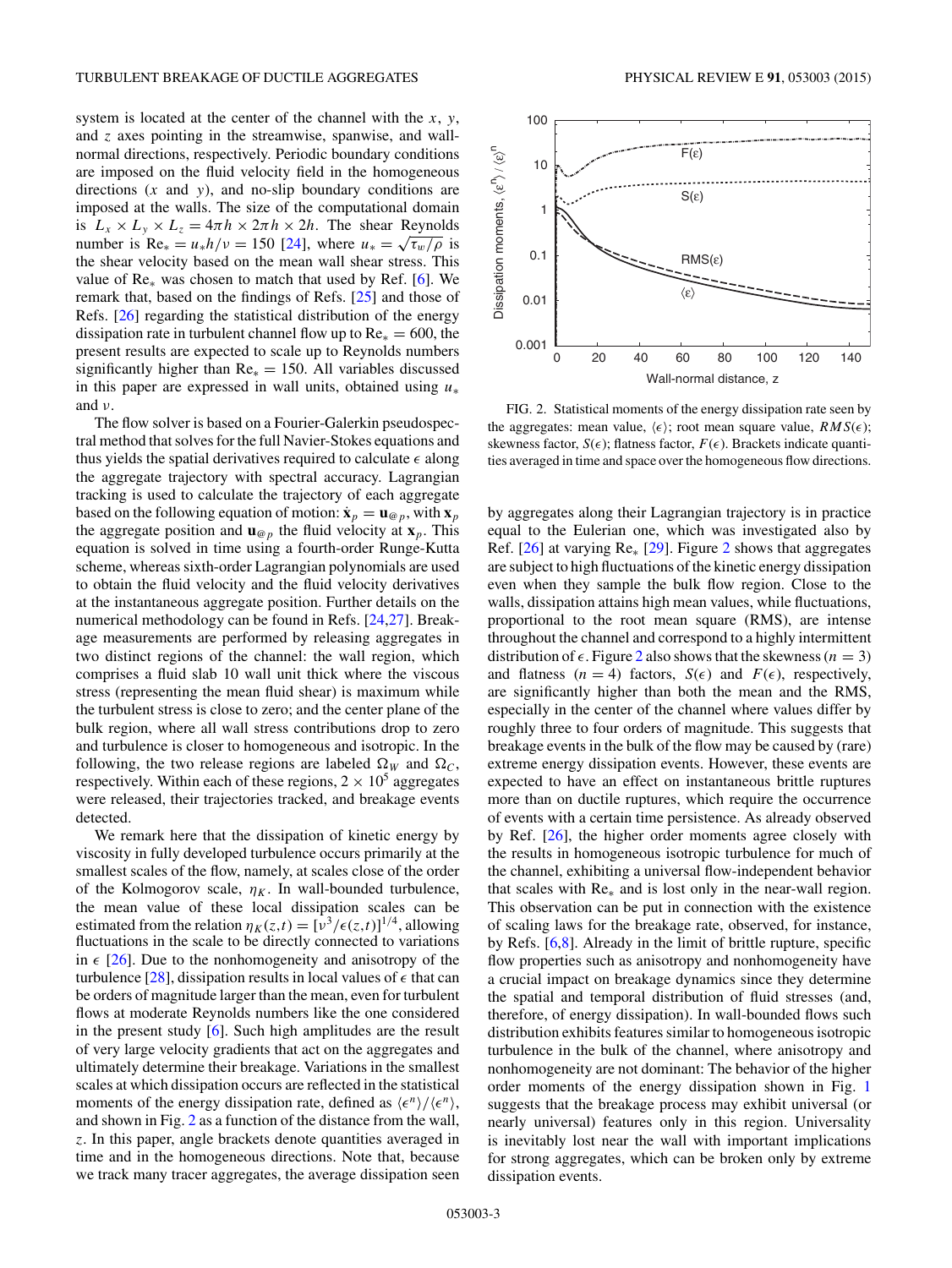system is located at the center of the channel with the $x$, $y$, and $z$ axes pointing in the streamwise, spanwise, and wall-normal directions, respectively. Periodic boundary conditions are imposed on the fluid velocity field in the homogeneous directions ($x$ and $y$), and no-slip boundary conditions are imposed at the walls. The size of the computational domain is $L_x \times L_y \times L_z = 4\pi h \times 2\pi h \times 2h$. The shear Reynolds number is $\mathrm{Re}_* = u_* h/\nu = 150$ [24], where $u_* = \sqrt{\tau_w/\rho}$ is the shear velocity based on the mean wall shear stress. This value of $\mathrm{Re}_*$ was chosen to match that used by Ref. [6]. We remark that, based on the findings of Refs. [25] and those of Refs. [26] regarding the statistical distribution of the energy dissipation rate in turbulent channel flow up to $\mathrm{Re}_* = 600$, the present results are expected to scale up to Reynolds numbers significantly higher than $\mathrm{Re}_* = 150$. All variables discussed in this paper are expressed in wall units, obtained using $u_*$ and $\nu$.

The flow solver is based on a Fourier-Galerkin pseudospectral method that solves for the full Navier-Stokes equations and thus yields the spatial derivatives required to calculate $\epsilon$ along the aggregate trajectory with spectral accuracy. Lagrangian tracking is used to calculate the trajectory of each aggregate based on the following equation of motion: $\dot{\mathbf{x}}_p = \mathbf{u}_{@p}$, with $\mathbf{x}_p$ the aggregate position and $\mathbf{u}_{@p}$ the fluid velocity at $\mathbf{x}_p$. This equation is solved in time using a fourth-order Runge-Kutta scheme, whereas sixth-order Lagrangian polynomials are used to obtain the fluid velocity and the fluid velocity derivatives at the instantaneous aggregate position. Further details on the numerical methodology can be found in Refs. [24,27]. Breakage measurements are performed by releasing aggregates in two distinct regions of the channel: the wall region, which comprises a fluid slab 10 wall unit thick where the viscous stress (representing the mean fluid shear) is maximum while the turbulent stress is close to zero; and the center plane of the bulk region, where all wall stress contributions drop to zero and turbulence is closer to homogeneous and isotropic. In the following, the two release regions are labeled $\Omega_W$ and $\Omega_C$, respectively. Within each of these regions, $2 \times 10^5$ aggregates were released, their trajectories tracked, and breakage events detected.

We remark here that the dissipation of kinetic energy by viscosity in fully developed turbulence occurs primarily at the smallest scales of the flow, namely, at scales close of the order of the Kolmogorov scale, $\eta_K$. In wall-bounded turbulence, the mean value of these local dissipation scales can be estimated from the relation $\eta_K(z,t) = [\nu^3/\epsilon(z,t)]^{1/4}$, allowing fluctuations in the scale to be directly connected to variations in $\epsilon$ [26]. Due to the nonhomogeneity and anisotropy of the turbulence [28], dissipation results in local values of $\epsilon$ that can be orders of magnitude larger than the mean, even for turbulent flows at moderate Reynolds numbers like the one considered in the present study [6]. Such high amplitudes are the result of very large velocity gradients that act on the aggregates and ultimately determine their breakage. Variations in the smallest scales at which dissipation occurs are reflected in the statistical moments of the energy dissipation rate, defined as $\langle \epsilon^n \rangle / \langle \epsilon^n \rangle$, and shown in Fig. 2 as a function of the distance from the wall, $z$. In this paper, angle brackets denote quantities averaged in time and in the homogeneous directions. Note that, because we track many tracer aggregates, the average dissipation seen by aggregates along their Lagrangian trajectory is in practice equal to the Eulerian one, which was investigated also by Ref. [26] at varying $\mathrm{Re}_*$ [29]. Figure 2 shows that aggregates are subject to high fluctuations of the kinetic energy dissipation even when they sample the bulk flow region. Close to the walls, dissipation attains high mean values, while fluctuations, proportional to the root mean square (RMS), are intense throughout the channel and correspond to a highly intermittent distribution of $\epsilon$. Figure 2 also shows that the skewness ($n = 3$) and flatness ($n = 4$) factors, $S(\epsilon)$ and $F(\epsilon)$, respectively, are significantly higher than both the mean and the RMS, especially in the center of the channel where values differ by roughly three to four orders of magnitude. This suggests that breakage events in the bulk of the flow may be caused by (rare) extreme energy dissipation events. However, these events are expected to have an effect on instantaneous brittle ruptures more than on ductile ruptures, which require the occurrence of events with a certain time persistence. As already observed by Ref. [26], the higher order moments agree closely with the results in homogeneous isotropic turbulence for much of the channel, exhibiting a universal flow-independent behavior that scales with $\mathrm{Re}_*$ and is lost only in the near-wall region. This observation can be put in connection with the existence of scaling laws for the breakage rate, observed, for instance, by Refs. [6,8]. Already in the limit of brittle rupture, specific flow properties such as anisotropy and nonhomogeneity have a crucial impact on breakage dynamics since they determine the spatial and temporal distribution of fluid stresses (and, therefore, of energy dissipation). In wall-bounded flows such distribution exhibits features similar to homogeneous isotropic turbulence in the bulk of the channel, where anisotropy and nonhomogeneity are not dominant: The behavior of the higher order moments of the energy dissipation shown in Fig. 1 suggests that the breakage process may exhibit universal (or nearly universal) features only in this region. Universality is inevitably lost near the wall with important implications for strong aggregates, which can be broken only by extreme dissipation events.

FIG. 2. Statistical moments of the energy dissipation rate seen by the aggregates: mean value, $\langle \epsilon \rangle$; root mean square value, $RMS(\epsilon)$; skewness factor, $S(\epsilon)$; flatness factor, $F(\epsilon)$. Brackets indicate quantities averaged in time and space over the homogeneous flow directions.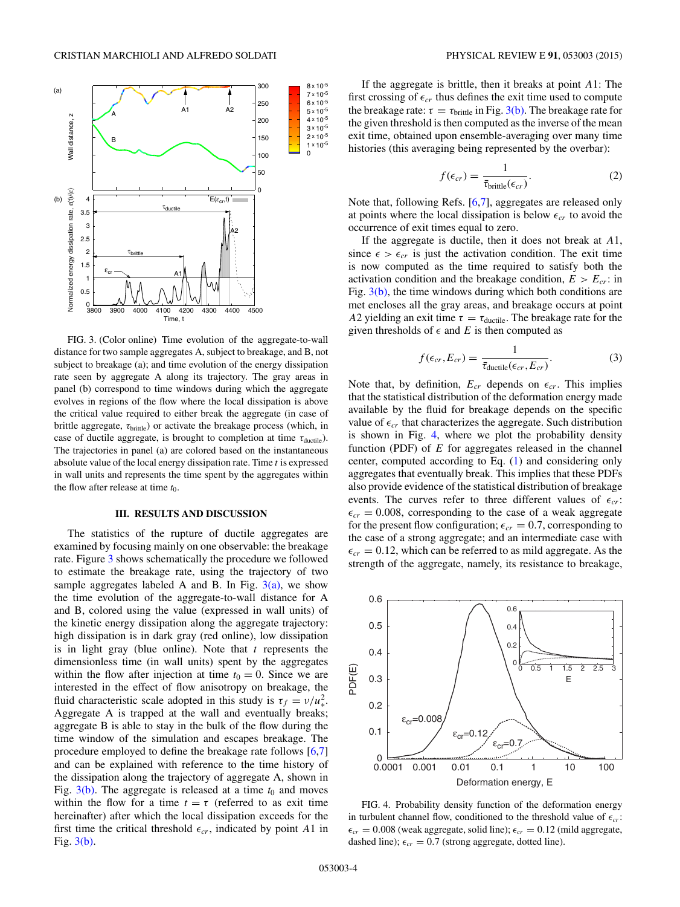FIG. 3. (Color online) Time evolution of the aggregate-to-wall distance for two sample aggregates A, subject to breakage, and B, not subject to breakage (a); and time evolution of the energy dissipation rate seen by aggregate A along its trajectory. The gray areas in panel (b) correspond to time windows during which the aggregate evolves in regions of the flow where the local dissipation is above the critical value required to either break the aggregate (in case of brittle aggregate, $\tau_{\rm brittle}$) or activate the breakage process (which, in case of ductile aggregate, is brought to completion at time $\tau_{\rm ductile}$). The trajectories in panel (a) are colored based on the instantaneous absolute value of the local energy dissipation rate. Time $t$ is expressed in wall units and represents the time spent by the aggregates within the flow after release at time $t_0$.

## III. RESULTS AND DISCUSSION

The statistics of the rupture of ductile aggregates are examined by focusing mainly on one observable: the breakage rate. Figure 3 shows schematically the procedure we followed to estimate the breakage rate, using the trajectory of two sample aggregates labeled A and B. In Fig. 3(a), we show the time evolution of the aggregate-to-wall distance for A and B, colored using the value (expressed in wall units) of the kinetic energy dissipation along the aggregate trajectory: high dissipation is in dark gray (red online), low dissipation is in light gray (blue online). Note that $t$ represents the dimensionless time (in wall units) spent by the aggregates within the flow after injection at time $t_0 = 0$. Since we are interested in the effect of flow anisotropy on breakage, the fluid characteristic scale adopted in this study is $\tau_f = \nu/u_*^2$. Aggregate A is trapped at the wall and eventually breaks; aggregate B is able to stay in the bulk of the flow during the time window of the simulation and escapes breakage. The procedure employed to define the breakage rate follows [6,7] and can be explained with reference to the time history of the dissipation along the trajectory of aggregate A, shown in Fig. 3(b). The aggregate is released at a time $t_0$ and moves within the flow for a time $t = \tau$ (referred to as exit time hereinafter) after which the local dissipation exceeds for the first time the critical threshold $\epsilon_{cr}$, indicated by point $A1$ in Fig. 3(b).

If the aggregate is brittle, then it breaks at point $A1$: The first crossing of $\epsilon_{cr}$ thus defines the exit time used to compute the breakage rate: $\tau = \tau_{\rm brittle}$ in Fig. 3(b). The breakage rate for the given threshold is then computed as the inverse of the mean exit time, obtained upon ensemble-averaging over many time histories (this averaging being represented by the overbar):

$$f(\epsilon_{cr}) = \frac{1}{\bar{\tau}_{\rm brittle}(\epsilon_{cr})}. \tag{2}$$

Note that, following Refs. [6,7], aggregates are released only at points where the local dissipation is below $\epsilon_{cr}$ to avoid the occurrence of exit times equal to zero.

If the aggregate is ductile, then it does not break at $A1$, since $\epsilon > \epsilon_{cr}$ is just the activation condition. The exit time is now computed as the time required to satisfy both the activation condition and the breakage condition, $E > E_{cr}$: in Fig. 3(b), the time windows during which both conditions are met encloses all the gray areas, and breakage occurs at point $A2$ yielding an exit time $\tau = \tau_{\rm ductile}$. The breakage rate for the given thresholds of $\epsilon$ and $E$ is then computed as

$$f(\epsilon_{cr}, E_{cr}) = \frac{1}{\bar{\tau}_{\rm ductile}(\epsilon_{cr}, E_{cr})}. \tag{3}$$

Note that, by definition, $E_{cr}$ depends on $\epsilon_{cr}$. This implies that the statistical distribution of the deformation energy made available by the fluid for breakage depends on the specific value of $\epsilon_{cr}$ that characterizes the aggregate. Such distribution is shown in Fig. 4, where we plot the probability density function (PDF) of $E$ for aggregates released in the channel center, computed according to Eq. (1) and considering only aggregates that eventually break. This implies that these PDFs also provide evidence of the statistical distribution of breakage events. The curves refer to three different values of $\epsilon_{cr}$: $\epsilon_{cr} = 0.008$, corresponding to the case of a weak aggregate for the present flow configuration; $\epsilon_{cr} = 0.7$, corresponding to the case of a strong aggregate; and an intermediate case with $\epsilon_{cr} = 0.12$, which can be referred to as mild aggregate. As the strength of the aggregate, namely, its resistance to breakage,

FIG. 4. Probability density function of the deformation energy in turbulent channel flow, conditioned to the threshold value of $\epsilon_{cr}$: $\epsilon_{cr} = 0.008$ (weak aggregate, solid line); $\epsilon_{cr} = 0.12$ (mild aggregate, dashed line); $\epsilon_{cr} = 0.7$ (strong aggregate, dotted line).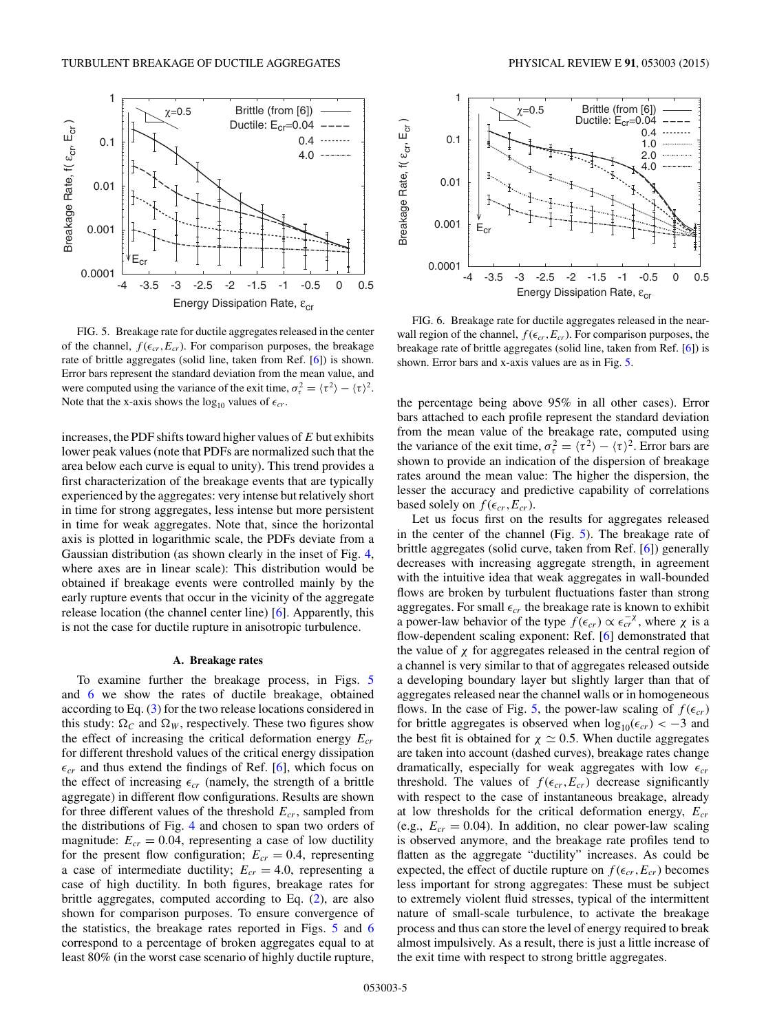FIG. 5. Breakage rate for ductile aggregates released in the center of the channel, $f(\epsilon_{cr}, E_{cr})$. For comparison purposes, the breakage rate of brittle aggregates (solid line, taken from Ref. [6]) is shown. Error bars represent the standard deviation from the mean value, and were computed using the variance of the exit time, $\sigma_\tau^2 = \langle \tau^2 \rangle - \langle \tau \rangle^2$. Note that the x-axis shows the $\log_{10}$ values of $\epsilon_{cr}$.

FIG. 6. Breakage rate for ductile aggregates released in the near-wall region of the channel, $f(\epsilon_{cr}, E_{cr})$. For comparison purposes, the breakage rate of brittle aggregates (solid line, taken from Ref. [6]) is shown. Error bars and x-axis values are as in Fig. 5.

increases, the PDF shifts toward higher values of $E$ but exhibits lower peak values (note that PDFs are normalized such that the area below each curve is equal to unity). This trend provides a first characterization of the breakage events that are typically experienced by the aggregates: very intense but relatively short in time for strong aggregates, less intense but more persistent in time for weak aggregates. Note that, since the horizontal axis is plotted in logarithmic scale, the PDFs deviate from a Gaussian distribution (as shown clearly in the inset of Fig. 4, where axes are in linear scale): This distribution would be obtained if breakage events were controlled mainly by the early rupture events that occur in the vicinity of the aggregate release location (the channel center line) [6]. Apparently, this is not the case for ductile rupture in anisotropic turbulence.

### A. Breakage rates

To examine further the breakage process, in Figs. 5 and 6 we show the rates of ductile breakage, obtained according to Eq. (3) for the two release locations considered in this study: $\Omega_C$ and $\Omega_W$, respectively. These two figures show the effect of increasing the critical deformation energy $E_{cr}$ for different threshold values of the critical energy dissipation $\epsilon_{cr}$ and thus extend the findings of Ref. [6], which focus on the effect of increasing $\epsilon_{cr}$ (namely, the strength of a brittle aggregate) in different flow configurations. Results are shown for three different values of the threshold $E_{cr}$, sampled from the distributions of Fig. 4 and chosen to span two orders of magnitude: $E_{cr} = 0.04$, representing a case of low ductility for the present flow configuration; $E_{cr} = 0.4$, representing a case of intermediate ductility; $E_{cr} = 4.0$, representing a case of high ductility. In both figures, breakage rates for brittle aggregates, computed according to Eq. (2), are also shown for comparison purposes. To ensure convergence of the statistics, the breakage rates reported in Figs. 5 and 6 correspond to a percentage of broken aggregates equal to at least 80% (in the worst case scenario of highly ductile rupture, the percentage being above 95% in all other cases). Error bars attached to each profile represent the standard deviation from the mean value of the breakage rate, computed using the variance of the exit time, $\sigma_\tau^2 = \langle \tau^2 \rangle - \langle \tau \rangle^2$. Error bars are shown to provide an indication of the dispersion of breakage rates around the mean value: The higher the dispersion, the lesser the accuracy and predictive capability of correlations based solely on $f(\epsilon_{cr}, E_{cr})$.

Let us focus first on the results for aggregates released in the center of the channel (Fig. 5). The breakage rate of brittle aggregates (solid curve, taken from Ref. [6]) generally decreases with increasing aggregate strength, in agreement with the intuitive idea that weak aggregates in wall-bounded flows are broken by turbulent fluctuations faster than strong aggregates. For small $\epsilon_{cr}$ the breakage rate is known to exhibit a power-law behavior of the type $f(\epsilon_{cr}) \propto \epsilon_{cr}^{\chi}$, where $\chi$ is a flow-dependent scaling exponent: Ref. [6] demonstrated that the value of $\chi$ for aggregates released in the central region of a channel is very similar to that of aggregates released outside a developing boundary layer but slightly larger than that of aggregates released near the channel walls or in homogeneous flows. In the case of Fig. 5, the power-law scaling of $f(\epsilon_{cr})$ for brittle aggregates is observed when $\log_{10}(\epsilon_{cr}) < -3$ and the best fit is obtained for $\chi \simeq 0.5$. When ductile aggregates are taken into account (dashed curves), breakage rates change dramatically, especially for weak aggregates with low $\epsilon_{cr}$ threshold. The values of $f(\epsilon_{cr}, E_{cr})$ decrease significantly with respect to the case of instantaneous breakage, already at low thresholds for the critical deformation energy, $E_{cr}$ (e.g., $E_{cr} = 0.04$). In addition, no clear power-law scaling is observed anymore, and the breakage rate profiles tend to flatten as the aggregate "ductility" increases. As could be expected, the effect of ductile rupture on $f(\epsilon_{cr}, E_{cr})$ becomes less important for strong aggregates: These must be subject to extremely violent fluid stresses, typical of the intermittent nature of small-scale turbulence, to activate the breakage process and thus can store the level of energy required to break almost impulsively. As a result, there is just a little increase of the exit time with respect to strong brittle aggregates.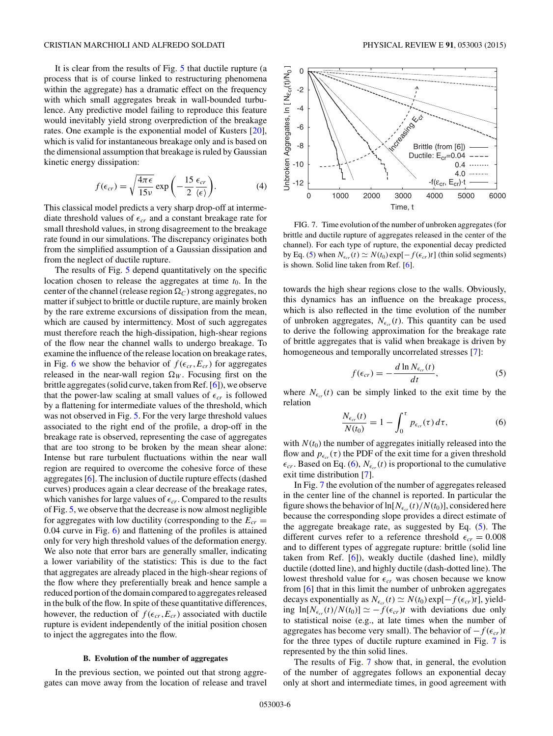It is clear from the results of Fig. 5 that ductile rupture (a process that is of course linked to restructuring phenomena within the aggregate) has a dramatic effect on the frequency with which small aggregates break in wall-bounded turbulence. Any predictive model failing to reproduce this feature would inevitably yield strong overprediction of the breakage rates. One example is the exponential model of Kusters [20], which is valid for instantaneous breakage only and is based on the dimensional assumption that breakage is ruled by Gaussian kinetic energy dissipation:

$$f(\epsilon_{cr}) = \sqrt{\frac{4\pi\epsilon}{15\nu}} \exp\left(-\frac{15}{2}\frac{\epsilon_{cr}}{\langle\epsilon\rangle}\right). \tag{4}$$

This classical model predicts a very sharp drop-off at intermediate threshold values of $\epsilon_{cr}$ and a constant breakage rate for small threshold values, in strong disagreement to the breakage rate found in our simulations. The discrepancy originates both from the simplified assumption of a Gaussian dissipation and from the neglect of ductile rupture.

The results of Fig. 5 depend quantitatively on the specific location chosen to release the aggregates at time $t_0$. In the center of the channel (release region $\Omega_C$) strong aggregates, no matter if subject to brittle or ductile rupture, are mainly broken by the rare extreme excursions of dissipation from the mean, which are caused by intermittency. Most of such aggregates must therefore reach the high-dissipation, high-shear regions of the flow near the channel walls to undergo breakage. To examine the influence of the release location on breakage rates, in Fig. 6 we show the behavior of $f(\epsilon_{cr}, E_{cr})$ for aggregates released in the near-wall region $\Omega_W$. Focusing first on the brittle aggregates (solid curve, taken from Ref. [6]), we observe that the power-law scaling at small values of $\epsilon_{cr}$ is followed by a flattening for intermediate values of the threshold, which was not observed in Fig. 5. For the very large threshold values associated to the right end of the profile, a drop-off in the breakage rate is observed, representing the case of aggregates that are too strong to be broken by the mean shear alone: Intense but rare turbulent fluctuations within the near wall region are required to overcome the cohesive force of these aggregates [6]. The inclusion of ductile rupture effects (dashed curves) produces again a clear decrease of the breakage rates, which vanishes for large values of $\epsilon_{cr}$. Compared to the results of Fig. 5, we observe that the decrease is now almost negligible for aggregates with low ductility (corresponding to the $E_{cr} = 0.04$ curve in Fig. 6) and flattening of the profiles is attained only for very high threshold values of the deformation energy. We also note that error bars are generally smaller, indicating a lower variability of the statistics: This is due to the fact that aggregates are already placed in the high-shear regions of the flow where they preferentially break and hence sample a reduced portion of the domain compared to aggregates released in the bulk of the flow. In spite of these quantitative differences, however, the reduction of $f(\epsilon_{cr}, E_{cr})$ associated with ductile rupture is evident independently of the initial position chosen to inject the aggregates into the flow.

### B. Evolution of the number of aggregates

In the previous section, we pointed out that strong aggregates can move away from the location of release and travel towards the high shear regions close to the walls. Obviously, this dynamics has an influence on the breakage process, which is also reflected in the time evolution of the number of unbroken aggregates, $N_{\epsilon_{cr}}(t)$. This quantity can be used to derive the following approximation for the breakage rate of brittle aggregates that is valid when breakage is driven by homogeneous and temporally uncorrelated stresses [7]:

$$f(\epsilon_{cr}) = -\frac{d \ln N_{\epsilon_{cr}}(t)}{dt}, \tag{5}$$

where $N_{\epsilon_{cr}}(t)$ can be simply linked to the exit time by the relation

$$\frac{N_{\epsilon_{cr}}(t)}{N(t_0)} = 1 - \int_0^{\tau} p_{\epsilon_{cr}}(\tau)\, d\tau, \tag{6}$$

with $N(t_0)$ the number of aggregates initially released into the flow and $p_{\epsilon_{cr}}(\tau)$ the PDF of the exit time for a given threshold $\epsilon_{cr}$. Based on Eq. (6), $N_{\epsilon_{cr}}(t)$ is proportional to the cumulative exit time distribution [7].

In Fig. 7 the evolution of the number of aggregates released in the center line of the channel is reported. In particular the figure shows the behavior of $\ln[N_{\epsilon_{cr}}(t)/N(t_0)]$, considered here because the corresponding slope provides a direct estimate of the aggregate breakage rate, as suggested by Eq. (5). The different curves refer to a reference threshold $\epsilon_{cr} = 0.008$ and to different types of aggregate rupture: brittle (solid line taken from Ref. [6]), weakly ductile (dashed line), mildly ductile (dotted line), and highly ductile (dash-dotted line). The lowest threshold value for $\epsilon_{cr}$ was chosen because we know from [6] that in this limit the number of unbroken aggregates decays exponentially as $N_{\epsilon_{cr}}(t) \simeq N(t_0) \exp[-f(\epsilon_{cr})t]$, yielding $\ln[N_{\epsilon_{cr}}(t)/N(t_0)] \simeq -f(\epsilon_{cr})t$ with deviations due only to statistical noise (e.g., at late times when the number of aggregates has become very small). The behavior of $-f(\epsilon_{cr})t$ for the three types of ductile rupture examined in Fig. 7 is represented by the thin solid lines.

The results of Fig. 7 show that, in general, the evolution of the number of aggregates follows an exponential decay only at short and intermediate times, in good agreement with

FIG. 7. Time evolution of the number of unbroken aggregates (for brittle and ductile rupture of aggregates released in the center of the channel). For each type of rupture, the exponential decay predicted by Eq. (5) when $N_{\epsilon_{cr}}(t) \simeq N(t_0)\exp[-f(\epsilon_{cr})t]$ (thin solid segments) is shown. Solid line taken from Ref. [6].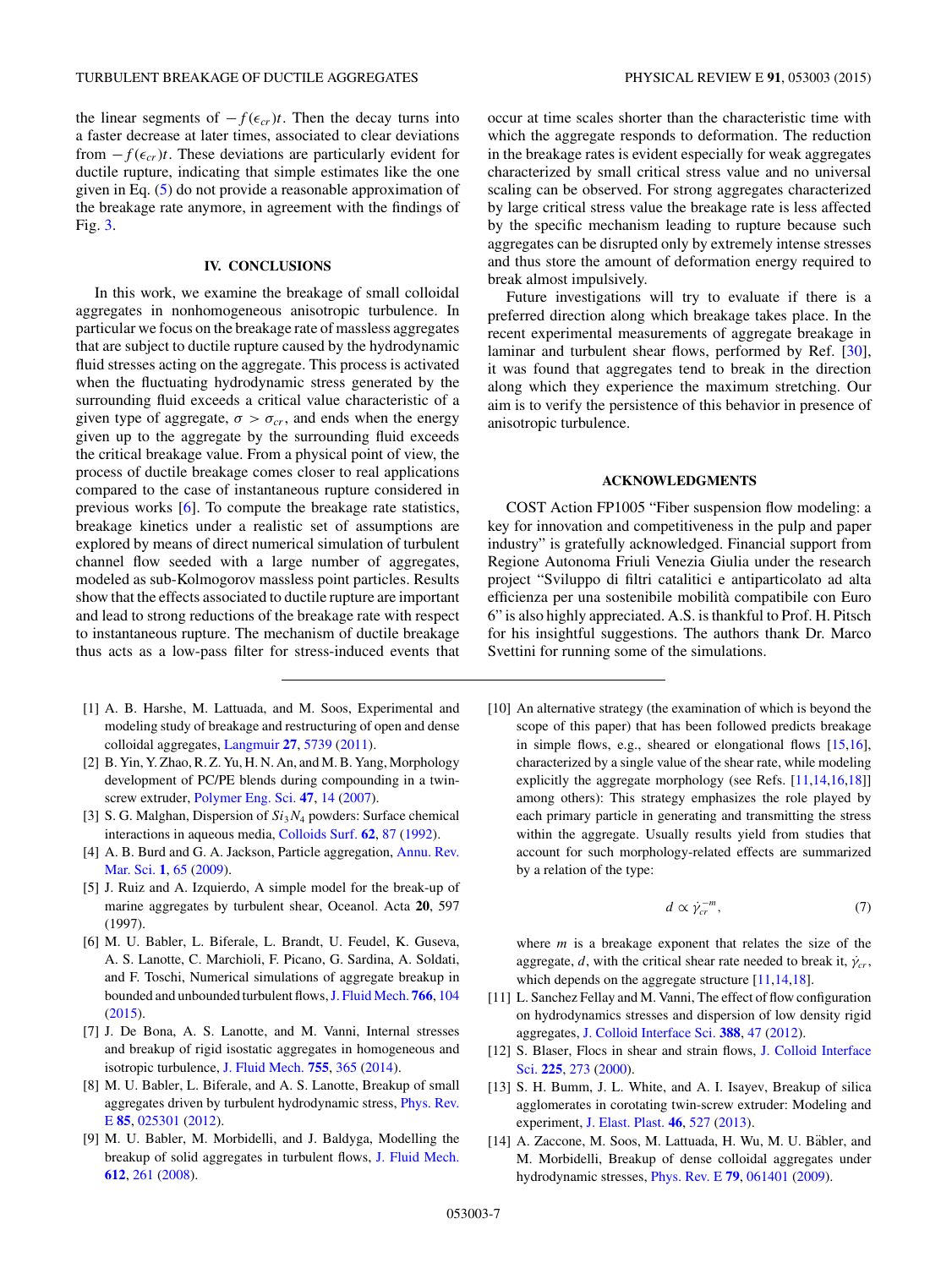the linear segments of $-f(\epsilon_{cr})t$. Then the decay turns into a faster decrease at later times, associated to clear deviations from $-f(\epsilon_{cr})t$. These deviations are particularly evident for ductile rupture, indicating that simple estimates like the one given in Eq. (5) do not provide a reasonable approximation of the breakage rate anymore, in agreement with the findings of Fig. 3.

## IV. CONCLUSIONS

In this work, we examine the breakage of small colloidal aggregates in nonhomogeneous anisotropic turbulence. In particular we focus on the breakage rate of massless aggregates that are subject to ductile rupture caused by the hydrodynamic fluid stresses acting on the aggregate. This process is activated when the fluctuating hydrodynamic stress generated by the surrounding fluid exceeds a critical value characteristic of a given type of aggregate, $\sigma > \sigma_{cr}$, and ends when the energy given up to the aggregate by the surrounding fluid exceeds the critical breakage value. From a physical point of view, the process of ductile breakage comes closer to real applications compared to the case of instantaneous rupture considered in previous works [6]. To compute the breakage rate statistics, breakage kinetics under a realistic set of assumptions are explored by means of direct numerical simulation of turbulent channel flow seeded with a large number of aggregates, modeled as sub-Kolmogorov massless point particles. Results show that the effects associated to ductile rupture are important and lead to strong reductions of the breakage rate with respect to instantaneous rupture. The mechanism of ductile breakage thus acts as a low-pass filter for stress-induced events that occur at time scales shorter than the characteristic time with which the aggregate responds to deformation. The reduction in the breakage rates is evident especially for weak aggregates characterized by small critical stress value and no universal scaling can be observed. For strong aggregates characterized by large critical stress value the breakage rate is less affected by the specific mechanism leading to rupture because such aggregates can be disrupted only by extremely intense stresses and thus store the amount of deformation energy required to break almost impulsively.

Future investigations will try to evaluate if there is a preferred direction along which breakage takes place. In the recent experimental measurements of aggregate breakage in laminar and turbulent shear flows, performed by Ref. [30], it was found that aggregates tend to break in the direction along which they experience the maximum stretching. Our aim is to verify the persistence of this behavior in presence of anisotropic turbulence.

## ACKNOWLEDGMENTS

COST Action FP1005 "Fiber suspension flow modeling: a key for innovation and competitiveness in the pulp and paper industry" is gratefully acknowledged. Financial support from Regione Autonoma Friuli Venezia Giulia under the research project "Sviluppo di filtri catalitici e antiparticolato ad alta efficienza per una sostenibile mobilità compatibile con Euro 6" is also highly appreciated. A.S. is thankful to Prof. H. Pitsch for his insightful suggestions. The authors thank Dr. Marco Svettini for running some of the simulations.

---

[1] A. B. Harshe, M. Lattuada, and M. Soos, Experimental and modeling study of breakage and restructuring of open and dense colloidal aggregates, Langmuir **27**, 5739 (2011).

[2] B. Yin, Y. Zhao, R. Z. Yu, H. N. An, and M. B. Yang, Morphology development of PC/PE blends during compounding in a twin-screw extruder, Polymer Eng. Sci. **47**, 14 (2007).

[3] S. G. Malghan, Dispersion of $Si_3N_4$ powders: Surface chemical interactions in aqueous media, Colloids Surf. **62**, 87 (1992).

[4] A. B. Burd and G. A. Jackson, Particle aggregation, Annu. Rev. Mar. Sci. **1**, 65 (2009).

[5] J. Ruiz and A. Izquierdo, A simple model for the break-up of marine aggregates by turbulent shear, Oceanol. Acta **20**, 597 (1997).

[6] M. U. Babler, L. Biferale, L. Brandt, U. Feudel, K. Guseva, A. S. Lanotte, C. Marchioli, F. Picano, G. Sardina, A. Soldati, and F. Toschi, Numerical simulations of aggregate breakup in bounded and unbounded turbulent flows, J. Fluid Mech. **766**, 104 (2015).

[7] J. De Bona, A. S. Lanotte, and M. Vanni, Internal stresses and breakup of rigid isostatic aggregates in homogeneous and isotropic turbulence, J. Fluid Mech. **755**, 365 (2014).

[8] M. U. Babler, L. Biferale, and A. S. Lanotte, Breakup of small aggregates driven by turbulent hydrodynamic stress, Phys. Rev. E **85**, 025301 (2012).

[9] M. U. Babler, M. Morbidelli, and J. Baldyga, Modelling the breakup of solid aggregates in turbulent flows, J. Fluid Mech. **612**, 261 (2008).

[10] An alternative strategy (the examination of which is beyond the scope of this paper) that has been followed predicts breakage in simple flows, e.g., sheared or elongational flows [15,16], characterized by a single value of the shear rate, while modeling explicitly the aggregate morphology (see Refs. [11,14,16,18]] among others): This strategy emphasizes the role played by each primary particle in generating and transmitting the stress within the aggregate. Usually results yield from studies that account for such morphology-related effects are summarized by a relation of the type:

$$d \propto \dot{\gamma}_{cr}^{-m}, \tag{7}$$

where $m$ is a breakage exponent that relates the size of the aggregate, $d$, with the critical shear rate needed to break it, $\dot{\gamma}_{cr}$, which depends on the aggregate structure [11,14,18].

[11] L. Sanchez Fellay and M. Vanni, The effect of flow configuration on hydrodynamics stresses and dispersion of low density rigid aggregates, J. Colloid Interface Sci. **388**, 47 (2012).

[12] S. Blaser, Flocs in shear and strain flows, J. Colloid Interface Sci. **225**, 273 (2000).

[13] S. H. Bumm, J. L. White, and A. I. Isayev, Breakup of silica agglomerates in corotating twin-screw extruder: Modeling and experiment, J. Elast. Plast. **46**, 527 (2013).

[14] A. Zaccone, M. Soos, M. Lattuada, H. Wu, M. U. Bäbler, and M. Morbidelli, Breakup of dense colloidal aggregates under hydrodynamic stresses, Phys. Rev. E **79**, 061401 (2009).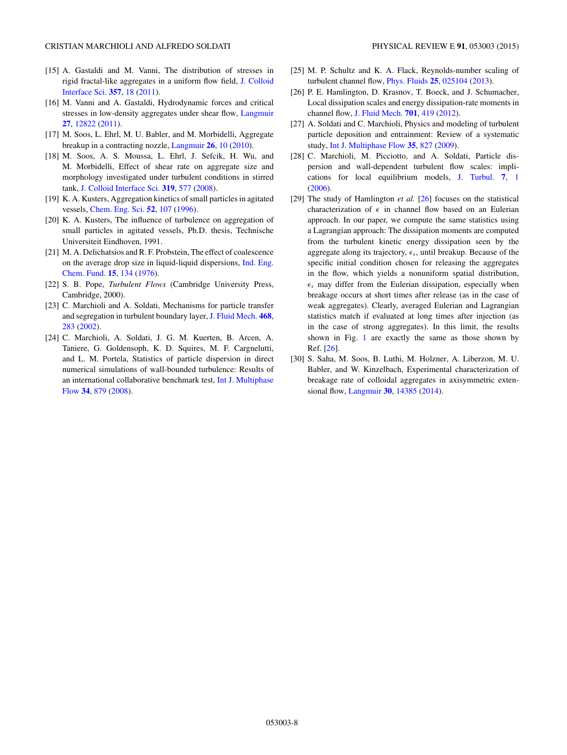[15] A. Gastaldi and M. Vanni, The distribution of stresses in rigid fractal-like aggregates in a uniform flow field, J. Colloid Interface Sci. **357**, 18 (2011).

[16] M. Vanni and A. Gastaldi, Hydrodynamic forces and critical stresses in low-density aggregates under shear flow, Langmuir **27**, 12822 (2011).

[17] M. Soos, L. Ehrl, M. U. Babler, and M. Morbidelli, Aggregate breakup in a contracting nozzle, Langmuir **26**, 10 (2010).

[18] M. Soos, A. S. Moussa, L. Ehrl, J. Sefcik, H. Wu, and M. Morbidelli, Effect of shear rate on aggregate size and morphology investigated under turbulent conditions in stirred tank, J. Colloid Interface Sci. **319**, 577 (2008).

[19] K. A. Kusters, Aggregation kinetics of small particles in agitated vessels, Chem. Eng. Sci. **52**, 107 (1996).

[20] K. A. Kusters, The influence of turbulence on aggregation of small particles in agitated vessels, Ph.D. thesis, Technische Universiteit Eindhoven, 1991.

[21] M. A. Delichatsios and R. F. Probstein, The effect of coalescence on the average drop size in liquid-liquid dispersions, Ind. Eng. Chem. Fund. **15**, 134 (1976).

[22] S. B. Pope, *Turbulent Flows* (Cambridge University Press, Cambridge, 2000).

[23] C. Marchioli and A. Soldati, Mechanisms for particle transfer and segregation in turbulent boundary layer, J. Fluid Mech. **468**, 283 (2002).

[24] C. Marchioli, A. Soldati, J. G. M. Kuerten, B. Arcen, A. Taniere, G. Goldensoph, K. D. Squires, M. F. Cargnelutti, and L. M. Portela, Statistics of particle dispersion in direct numerical simulations of wall-bounded turbulence: Results of an international collaborative benchmark test, Int J. Multiphase Flow **34**, 879 (2008).

[25] M. P. Schultz and K. A. Flack, Reynolds-number scaling of turbulent channel flow, Phys. Fluids **25**, 025104 (2013).

[26] P. E. Hamlington, D. Krasnov, T. Boeck, and J. Schumacher, Local dissipation scales and energy dissipation-rate moments in channel flow, J. Fluid Mech. **701**, 419 (2012).

[27] A. Soldati and C. Marchioli, Physics and modeling of turbulent particle deposition and entrainment: Review of a systematic study, Int J. Multiphase Flow **35**, 827 (2009).

[28] C. Marchioli, M. Picciotto, and A. Soldati, Particle dispersion and wall-dependent turbulent flow scales: implications for local equilibrium models, J. Turbul. **7**, 1 (2006).

[29] The study of Hamlington *et al.* [26] focuses on the statistical characterization of $\epsilon$ in channel flow based on an Eulerian approach. In our paper, we compute the same statistics using a Lagrangian approach: The dissipation moments are computed from the turbulent kinetic energy dissipation seen by the aggregate along its trajectory, $\epsilon_s$, until breakup. Because of the specific initial condition chosen for releasing the aggregates in the flow, which yields a nonuniform spatial distribution, $\epsilon_s$ may differ from the Eulerian dissipation, especially when breakage occurs at short times after release (as in the case of weak aggregates). Clearly, averaged Eulerian and Lagrangian statistics match if evaluated at long times after injection (as in the case of strong aggregates). In this limit, the results shown in Fig. 1 are exactly the same as those shown by Ref. [26].

[30] S. Saha, M. Soos, B. Luthi, M. Holzner, A. Liberzon, M. U. Babler, and W. Kinzelbach, Experimental characterization of breakage rate of colloidal aggregates in axisymmetric extensional flow, Langmuir **30**, 14385 (2014).